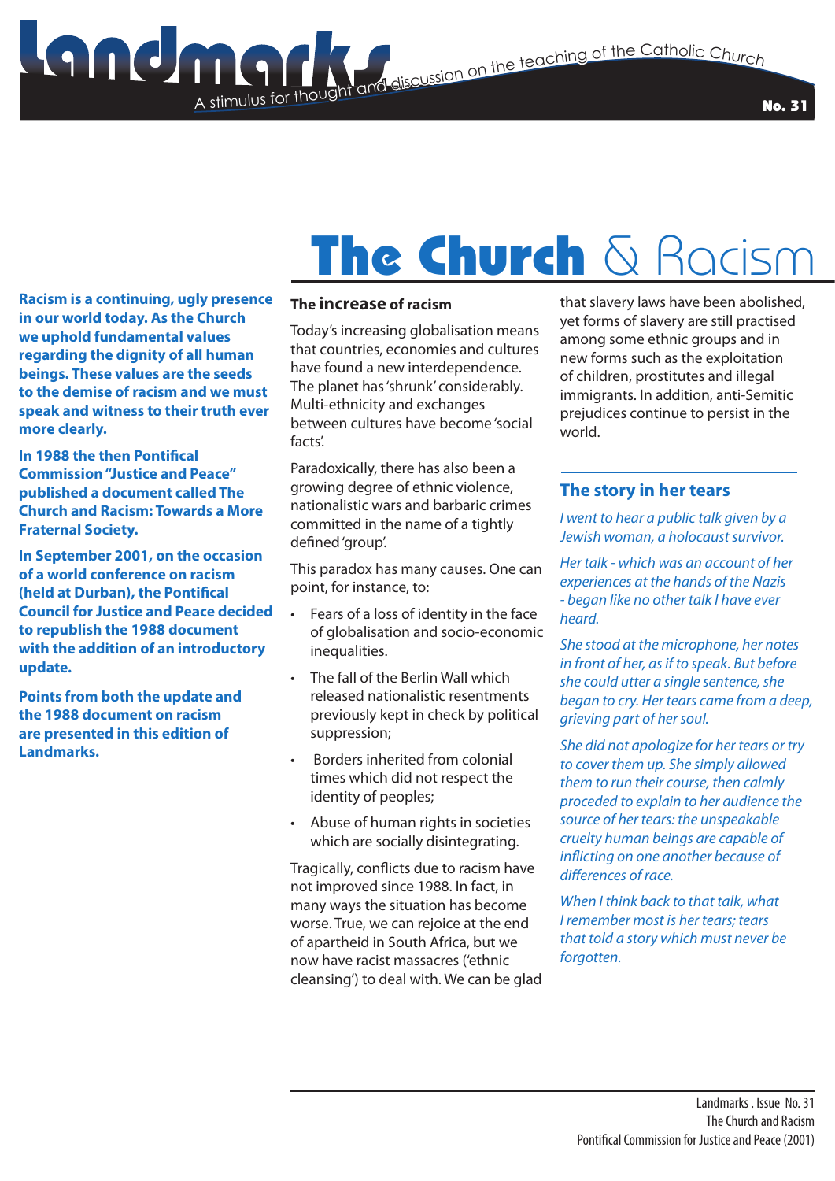# Landmarks

A stimulus for thought and discussion on the teaching of the Catholic Church

No. 31

# The Church & Racism

**Racism is a continuing, ugly presence in our world today. As the Church we uphold fundamental values regarding the dignity of all human beings. These values are the seeds to the demise of racism and we must speak and witness to their truth ever more clearly.**

**In 1988 the then Pontifical Commission "Justice and Peace" published a document called The Church and Racism: Towards a More Fraternal Society.**

**In September 2001, on the occasion of a world conference on racism (held at Durban), the Pontifical Council for Justice and Peace decided to republish the 1988 document with the addition of an introductory update.**

**Points from both the update and the 1988 document on racism are presented in this edition of Landmarks.**

## The increase of racism

Today's increasing globalisation means that countries, economies and cultures have found a new interdependence. The planet has 'shrunk' considerably. Multi-ethnicity and exchanges between cultures have become 'social facts'.

Paradoxically, there has also been a growing degree of ethnic violence, nationalistic wars and barbaric crimes committed in the name of a tightly defined 'group'.

This paradox has many causes. One can point, for instance, to:

- Fears of a loss of identity in the face of globalisation and socio-economic inequalities.
- The fall of the Berlin Wall which released nationalistic resentments previously kept in check by political suppression;
- Borders inherited from colonial times which did not respect the identity of peoples;
- Abuse of human rights in societies which are socially disintegrating.

Tragically, conflicts due to racism have not improved since 1988. In fact, in many ways the situation has become worse. True, we can rejoice at the end of apartheid in South Africa, but we now have racist massacres ('ethnic cleansing') to deal with. We can be glad that slavery laws have been abolished, yet forms of slavery are still practised among some ethnic groups and in new forms such as the exploitation of children, prostitutes and illegal immigrants. In addition, anti-Semitic prejudices continue to persist in the world.

## The story in her tears

*I went to hear a public talk given by a Jewish woman, a holocaust survivor.*

*Her talk - which was an account of her experiences at the hands of the Nazis - began like no other talk I have ever heard.*

*She stood at the microphone, her notes in front of her, as if to speak. But before she could utter a single sentence, she began to cry. Her tears came from a deep, grieving part of her soul.*

*She did not apologize for her tears or try to cover them up. She simply allowed them to run their course, then calmly proceeded to explain to her audience the source of her tears: the unspeakable cruelty human beings are capable of inflicting on one another because of differences of race.*

*When I think back to that talk, what I remember most is her tears; tears that told a story which must never be forgotten.*

Landmarks . Issue No. 31
The Church and Racism
Pontifical Commission for Justice and Peace (2001)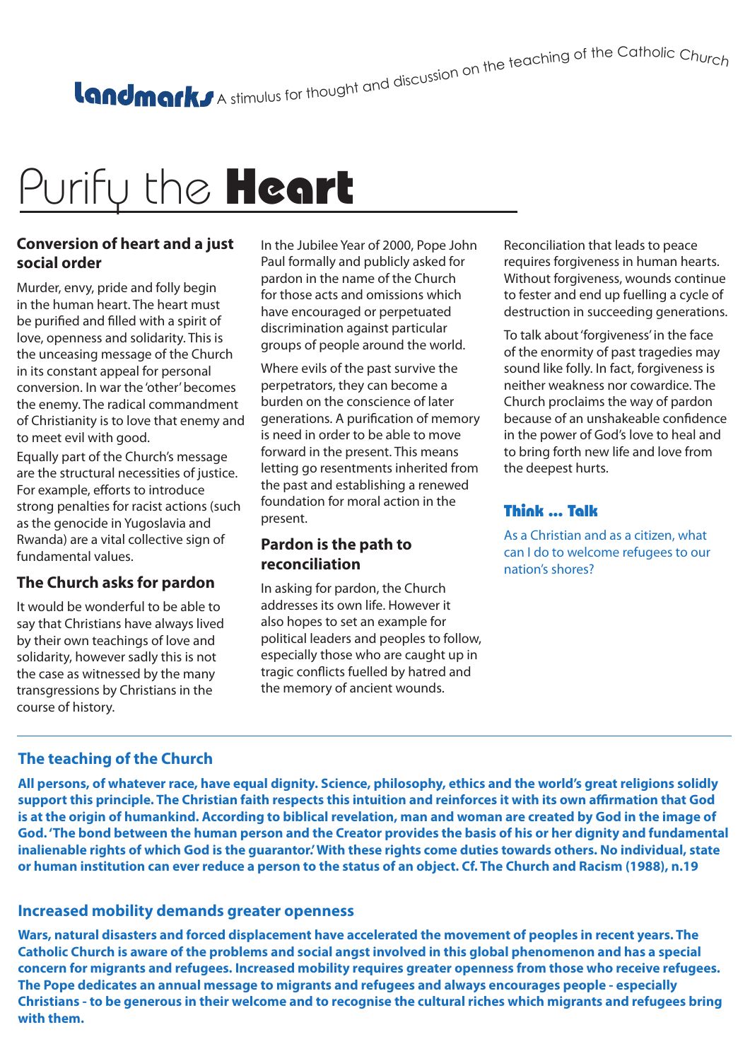**Landmarks** A stimulus for thought and discussion on the teaching of the Catholic Church

# Purify the **Heart**

## Conversion of heart and a just social order

Murder, envy, pride and folly begin in the human heart. The heart must be purified and filled with a spirit of love, openness and solidarity. This is the unceasing message of the Church in its constant appeal for personal conversion. In war the 'other' becomes the enemy. The radical commandment of Christianity is to love that enemy and to meet evil with good.

Equally part of the Church's message are the structural necessities of justice. For example, efforts to introduce strong penalties for racist actions (such as the genocide in Yugoslavia and Rwanda) are a vital collective sign of fundamental values.

## The Church asks for pardon

It would be wonderful to be able to say that Christians have always lived by their own teachings of love and solidarity, however sadly this is not the case as witnessed by the many transgressions by Christians in the course of history.

In the Jubilee Year of 2000, Pope John Paul formally and publicly asked for pardon in the name of the Church for those acts and omissions which have encouraged or perpetuated discrimination against particular groups of people around the world.

Where evils of the past survive the perpetrators, they can become a burden on the conscience of later generations. A purification of memory is need in order to be able to move forward in the present. This means letting go resentments inherited from the past and establishing a renewed foundation for moral action in the present.

## Pardon is the path to reconciliation

In asking for pardon, the Church addresses its own life. However it also hopes to set an example for political leaders and peoples to follow, especially those who are caught up in tragic conflicts fuelled by hatred and the memory of ancient wounds.

Reconciliation that leads to peace requires forgiveness in human hearts. Without forgiveness, wounds continue to fester and end up fuelling a cycle of destruction in succeeding generations.

To talk about 'forgiveness' in the face of the enormity of past tragedies may sound like folly. In fact, forgiveness is neither weakness nor cowardice. The Church proclaims the way of pardon because of an unshakeable confidence in the power of God's love to heal and to bring forth new life and love from the deepest hurts.

### Think ... Talk

As a Christian and as a citizen, what can I do to welcome refugees to our nation's shores?

## The teaching of the Church

**All persons, of whatever race, have equal dignity. Science, philosophy, ethics and the world's great religions solidly support this principle. The Christian faith respects this intuition and reinforces it with its own affirmation that God is at the origin of humankind. According to biblical revelation, man and woman are created by God in the image of God. 'The bond between the human person and the Creator provides the basis of his or her dignity and fundamental inalienable rights of which God is the guarantor.' With these rights come duties towards others. No individual, state or human institution can ever reduce a person to the status of an object. Cf. The Church and Racism (1988), n.19**

## Increased mobility demands greater openness

**Wars, natural disasters and forced displacement have accelerated the movement of peoples in recent years. The Catholic Church is aware of the problems and social angst involved in this global phenomenon and has a special concern for migrants and refugees. Increased mobility requires greater openness from those who receive refugees. The Pope dedicates an annual message to migrants and refugees and always encourages people - especially Christians - to be generous in their welcome and to recognise the cultural riches which migrants and refugees bring with them.**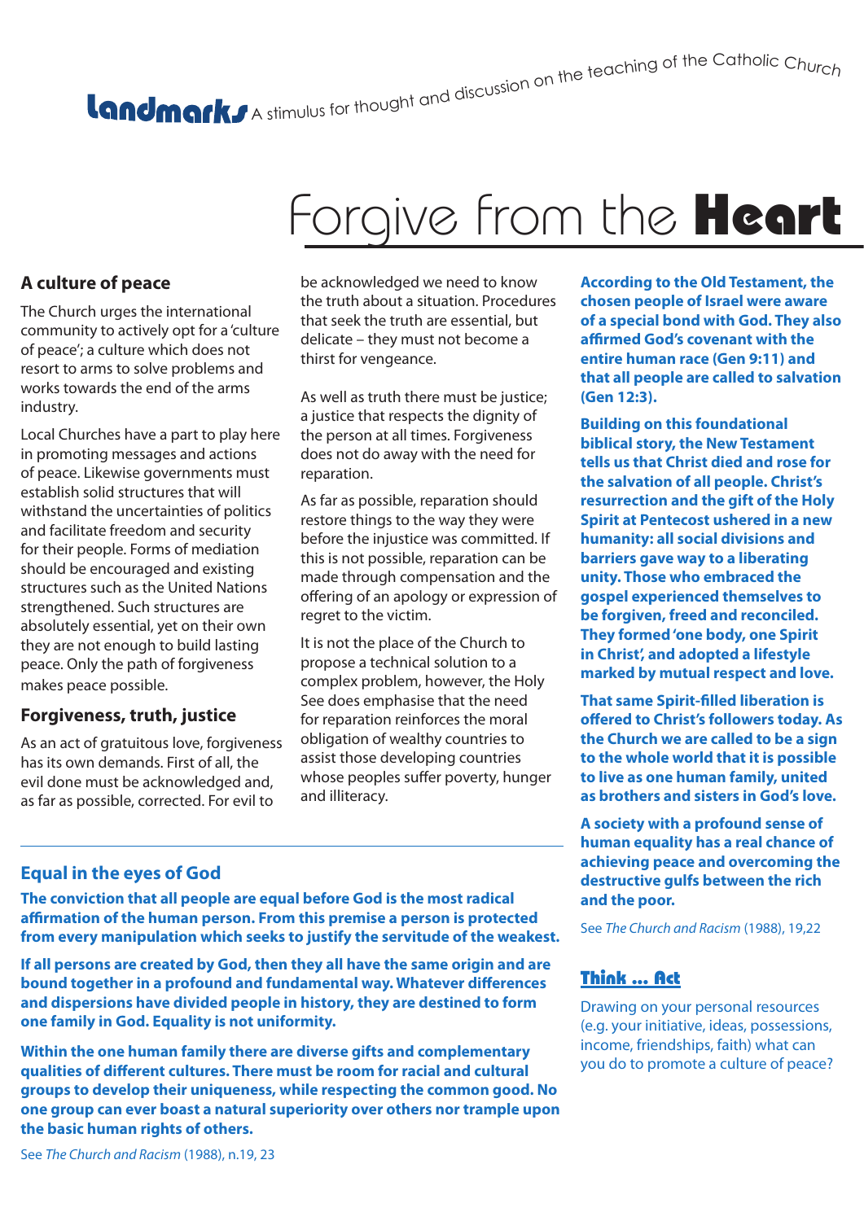**Landmarks** A stimulus for thought and discussion on the teaching of the Catholic Church

# Forgive from the **Heart**

## A culture of peace

The Church urges the international community to actively opt for a 'culture of peace'; a culture which does not resort to arms to solve problems and works towards the end of the arms industry.

Local Churches have a part to play here in promoting messages and actions of peace. Likewise governments must establish solid structures that will withstand the uncertainties of politics and facilitate freedom and security for their people. Forms of mediation should be encouraged and existing structures such as the United Nations strengthened. Such structures are absolutely essential, yet on their own they are not enough to build lasting peace. Only the path of forgiveness makes peace possible.

## Forgiveness, truth, justice

As an act of gratuitous love, forgiveness has its own demands. First of all, the evil done must be acknowledged and, as far as possible, corrected. For evil to be acknowledged we need to know the truth about a situation. Procedures that seek the truth are essential, but delicate – they must not become a thirst for vengeance.

As well as truth there must be justice; a justice that respects the dignity of the person at all times. Forgiveness does not do away with the need for reparation.

As far as possible, reparation should restore things to the way they were before the injustice was committed. If this is not possible, reparation can be made through compensation and the offering of an apology or expression of regret to the victim.

It is not the place of the Church to propose a technical solution to a complex problem, however, the Holy See does emphasise that the need for reparation reinforces the moral obligation of wealthy countries to assist those developing countries whose peoples suffer poverty, hunger and illiteracy.

## Equal in the eyes of God

**The conviction that all people are equal before God is the most radical affirmation of the human person. From this premise a person is protected from every manipulation which seeks to justify the servitude of the weakest.**

**If all persons are created by God, then they all have the same origin and are bound together in a profound and fundamental way. Whatever differences and dispersions have divided people in history, they are destined to form one family in God. Equality is not uniformity.**

**Within the one human family there are diverse gifts and complementary qualities of different cultures. There must be room for racial and cultural groups to develop their uniqueness, while respecting the common good. No one group can ever boast a natural superiority over others nor trample upon the basic human rights of others.**

See *The Church and Racism* (1988), n.19, 23

**According to the Old Testament, the chosen people of Israel were aware of a special bond with God. They also affirmed God's covenant with the entire human race (Gen 9:11) and that all people are called to salvation (Gen 12:3).**

**Building on this foundational biblical story, the New Testament tells us that Christ died and rose for the salvation of all people. Christ's resurrection and the gift of the Holy Spirit at Pentecost ushered in a new humanity: all social divisions and barriers gave way to a liberating unity. Those who embraced the gospel experienced themselves to be forgiven, freed and reconciled. They formed 'one body, one Spirit in Christ', and adopted a lifestyle marked by mutual respect and love.**

**That same Spirit-filled liberation is offered to Christ's followers today. As the Church we are called to be a sign to the whole world that it is possible to live as one human family, united as brothers and sisters in God's love.**

**A society with a profound sense of human equality has a real chance of achieving peace and overcoming the destructive gulfs between the rich and the poor.**

See *The Church and Racism* (1988), 19,22

## Think ... Act

Drawing on your personal resources (e.g. your initiative, ideas, possessions, income, friendships, faith) what can you do to promote a culture of peace?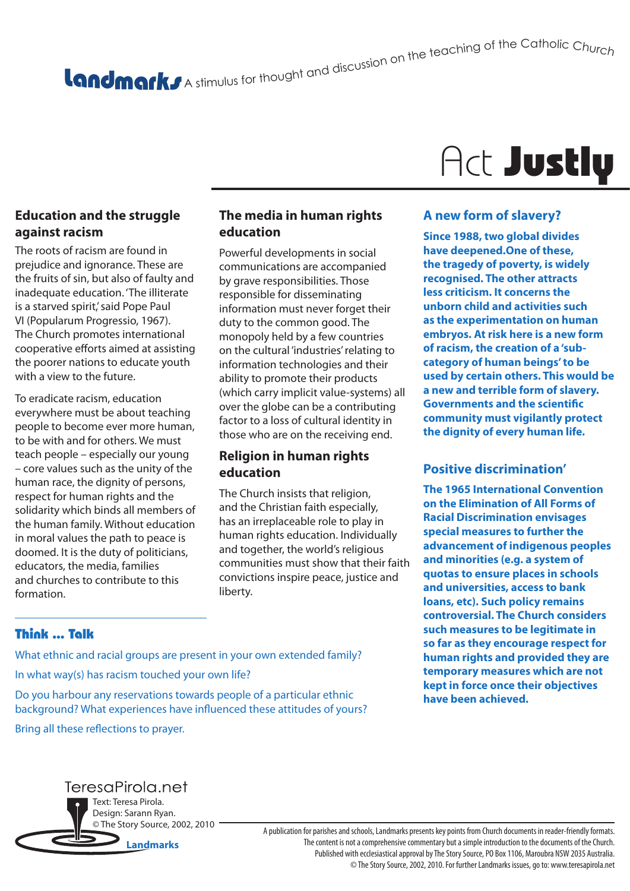**Landmarks** A stimulus for thought and discussion on the teaching of the Catholic Church

# Act **Justly**

## Education and the struggle against racism

The roots of racism are found in prejudice and ignorance. These are the fruits of sin, but also of faulty and inadequate education. 'The illiterate is a starved spirit,' said Pope Paul VI (Populorum Progressio, 1967). The Church promotes international cooperative efforts aimed at assisting the poorer nations to educate youth with a view to the future.

To eradicate racism, education everywhere must be about teaching people to become ever more human, to be with and for others. We must teach people – especially our young – core values such as the unity of the human race, the dignity of persons, respect for human rights and the solidarity which binds all members of the human family. Without education in moral values the path to peace is doomed. It is the duty of politicians, educators, the media, families and churches to contribute to this formation.

## The media in human rights education

Powerful developments in social communications are accompanied by grave responsibilities. Those responsible for disseminating information must never forget their duty to the common good. The monopoly held by a few countries on the cultural 'industries' relating to information technologies and their ability to promote their products (which carry implicit value-systems) all over the globe can be a contributing factor to a loss of cultural identity in those who are on the receiving end.

## Religion in human rights education

The Church insists that religion, and the Christian faith especially, has an irreplaceable role to play in human rights education. Individually and together, the world's religious communities must show that their faith convictions inspire peace, justice and liberty.

## A new form of slavery?

**Since 1988, two global divides have deepened.One of these, the tragedy of poverty, is widely recognised. The other attracts less criticism. It concerns the unborn child and activities such as the experimentation on human embryos. At risk here is a new form of racism, the creation of a 'sub-category of human beings' to be used by certain others. This would be a new and terrible form of slavery. Governments and the scientific community must vigilantly protect the dignity of every human life.**

## Positive discrimination'

**The 1965 International Convention on the Elimination of All Forms of Racial Discrimination envisages special measures to further the advancement of indigenous peoples and minorities (e.g. a system of quotas to ensure places in schools and universities, access to bank loans, etc). Such policy remains controversial. The Church considers such measures to be legitimate in so far as they encourage respect for human rights and provided they are temporary measures which are not kept in force once their objectives have been achieved.**

## Think ... Talk

What ethnic and racial groups are present in your own extended family?

In what way(s) has racism touched your own life?

Do you harbour any reservations towards people of a particular ethnic background? What experiences have influenced these attitudes of yours?

Bring all these reflections to prayer.

TeresaPirola.net
Text: Teresa Pirola.
Design: Sarann Ryan.
© The Story Source, 2002, 2010
Landmarks

A publication for parishes and schools, Landmarks presents key points from Church documents in reader-friendly formats.
The content is not a comprehensive commentary but a simple introduction to the documents of the Church.
Published with ecclesiastical approval by The Story Source, PO Box 1106, Maroubra NSW 2035 Australia.
© The Story Source, 2002, 2010. For further Landmarks issues, go to: www.teresapirola.net